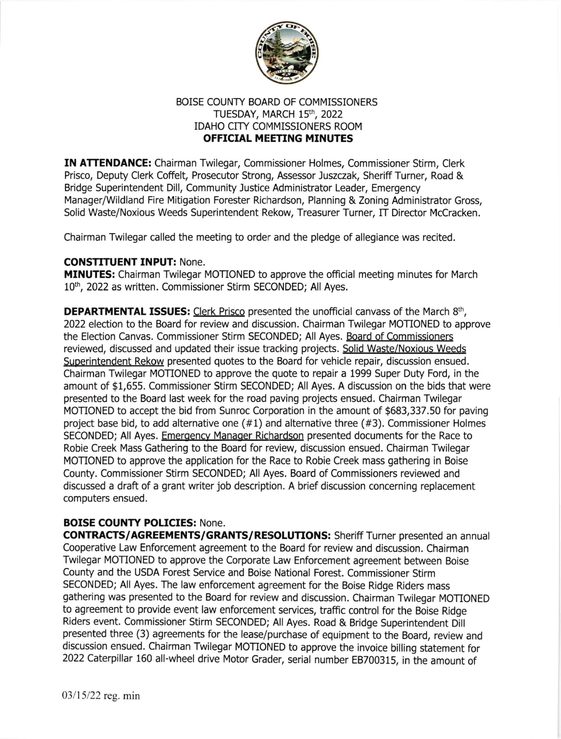BOISE COUNTY BOARD OF COMMISSIONERS
TUESDAY, MARCH 15th, 2022
IDAHO CITY COMMISSIONERS ROOM
**OFFICIAL MEETING MINUTES**

**IN ATTENDANCE:** Chairman Twilegar, Commissioner Holmes, Commissioner Stirm, Clerk Prisco, Deputy Clerk Coffelt, Prosecutor Strong, Assessor Juszczak, Sheriff Turner, Road & Bridge Superintendent Dill, Community Justice Administrator Leader, Emergency Manager/Wildland Fire Mitigation Forester Richardson, Planning & Zoning Administrator Gross, Solid Waste/Noxious Weeds Superintendent Rekow, Treasurer Turner, IT Director McCracken.

Chairman Twilegar called the meeting to order and the pledge of allegiance was recited.

**CONSTITUENT INPUT:** None.
**MINUTES:** Chairman Twilegar MOTIONED to approve the official meeting minutes for March 10th, 2022 as written. Commissioner Stirm SECONDED; All Ayes.

**DEPARTMENTAL ISSUES:** Clerk Prisco presented the unofficial canvass of the March 8th, 2022 election to the Board for review and discussion. Chairman Twilegar MOTIONED to approve the Election Canvas. Commissioner Stirm SECONDED; All Ayes. Board of Commissioners reviewed, discussed and updated their issue tracking projects. Solid Waste/Noxious Weeds Superintendent Rekow presented quotes to the Board for vehicle repair, discussion ensued. Chairman Twilegar MOTIONED to approve the quote to repair a 1999 Super Duty Ford, in the amount of $1,655. Commissioner Stirm SECONDED; All Ayes. A discussion on the bids that were presented to the Board last week for the road paving projects ensued. Chairman Twilegar MOTIONED to accept the bid from Sunroc Corporation in the amount of $683,337.50 for paving project base bid, to add alternative one (#1) and alternative three (#3). Commissioner Holmes SECONDED; All Ayes. Emergency Manager Richardson presented documents for the Race to Robie Creek Mass Gathering to the Board for review, discussion ensued. Chairman Twilegar MOTIONED to approve the application for the Race to Robie Creek mass gathering in Boise County. Commissioner Stirm SECONDED; All Ayes. Board of Commissioners reviewed and discussed a draft of a grant writer job description. A brief discussion concerning replacement computers ensued.

**BOISE COUNTY POLICIES:** None.
**CONTRACTS/AGREEMENTS/GRANTS/RESOLUTIONS:** Sheriff Turner presented an annual Cooperative Law Enforcement agreement to the Board for review and discussion. Chairman Twilegar MOTIONED to approve the Corporate Law Enforcement agreement between Boise County and the USDA Forest Service and Boise National Forest. Commissioner Stirm SECONDED; All Ayes. The law enforcement agreement for the Boise Ridge Riders mass gathering was presented to the Board for review and discussion. Chairman Twilegar MOTIONED to agreement to provide event law enforcement services, traffic control for the Boise Ridge Riders event. Commissioner Stirm SECONDED; All Ayes. Road & Bridge Superintendent Dill presented three (3) agreements for the lease/purchase of equipment to the Board, review and discussion ensued. Chairman Twilegar MOTIONED to approve the invoice billing statement for 2022 Caterpillar 160 all-wheel drive Motor Grader, serial number EB700315, in the amount of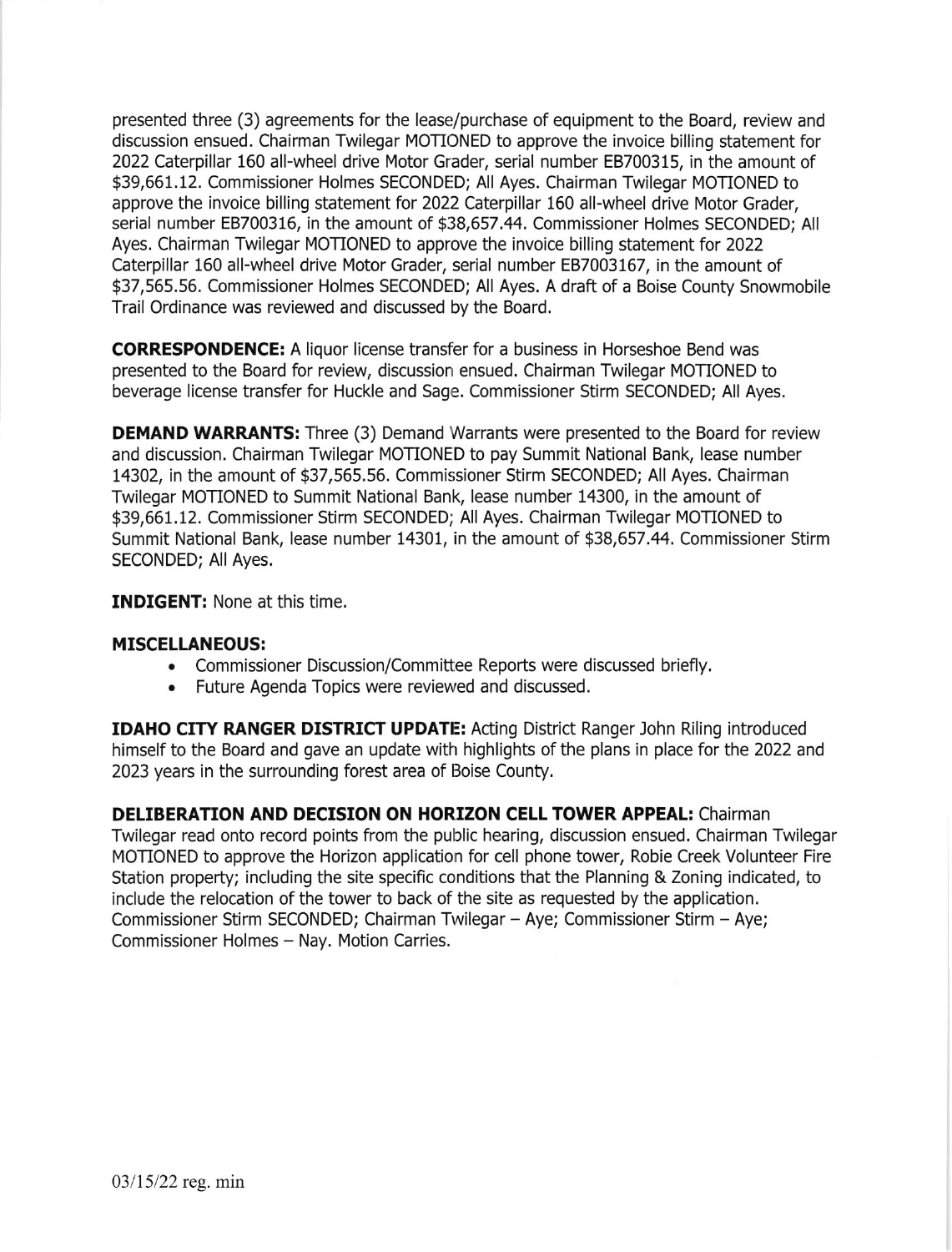presented three (3) agreements for the lease/purchase of equipment to the Board, review and discussion ensued. Chairman Twilegar MOTIONED to approve the invoice billing statement for 2022 Caterpillar 160 all-wheel drive Motor Grader, serial number EB700315, in the amount of $39,661.12. Commissioner Holmes SECONDED; All Ayes. Chairman Twilegar MOTIONED to approve the invoice billing statement for 2022 Caterpillar 160 all-wheel drive Motor Grader, serial number EB700316, in the amount of $38,657.44. Commissioner Holmes SECONDED; All Ayes. Chairman Twilegar MOTIONED to approve the invoice billing statement for 2022 Caterpillar 160 all-wheel drive Motor Grader, serial number EB7003167, in the amount of $37,565.56. Commissioner Holmes SECONDED; All Ayes. A draft of a Boise County Snowmobile Trail Ordinance was reviewed and discussed by the Board.

**CORRESPONDENCE:** A liquor license transfer for a business in Horseshoe Bend was presented to the Board for review, discussion ensued. Chairman Twilegar MOTIONED to beverage license transfer for Huckle and Sage. Commissioner Stirm SECONDED; All Ayes.

**DEMAND WARRANTS:** Three (3) Demand Warrants were presented to the Board for review and discussion. Chairman Twilegar MOTIONED to pay Summit National Bank, lease number 14302, in the amount of $37,565.56. Commissioner Stirm SECONDED; All Ayes. Chairman Twilegar MOTIONED to Summit National Bank, lease number 14300, in the amount of $39,661.12. Commissioner Stirm SECONDED; All Ayes. Chairman Twilegar MOTIONED to Summit National Bank, lease number 14301, in the amount of $38,657.44. Commissioner Stirm SECONDED; All Ayes.

**INDIGENT:** None at this time.

**MISCELLANEOUS:**

- Commissioner Discussion/Committee Reports were discussed briefly.
- Future Agenda Topics were reviewed and discussed.

**IDAHO CITY RANGER DISTRICT UPDATE:** Acting District Ranger John Riling introduced himself to the Board and gave an update with highlights of the plans in place for the 2022 and 2023 years in the surrounding forest area of Boise County.

**DELIBERATION AND DECISION ON HORIZON CELL TOWER APPEAL:** Chairman Twilegar read onto record points from the public hearing, discussion ensued. Chairman Twilegar MOTIONED to approve the Horizon application for cell phone tower, Robie Creek Volunteer Fire Station property; including the site specific conditions that the Planning & Zoning indicated, to include the relocation of the tower to back of the site as requested by the application. Commissioner Stirm SECONDED; Chairman Twilegar – Aye; Commissioner Stirm – Aye; Commissioner Holmes – Nay. Motion Carries.